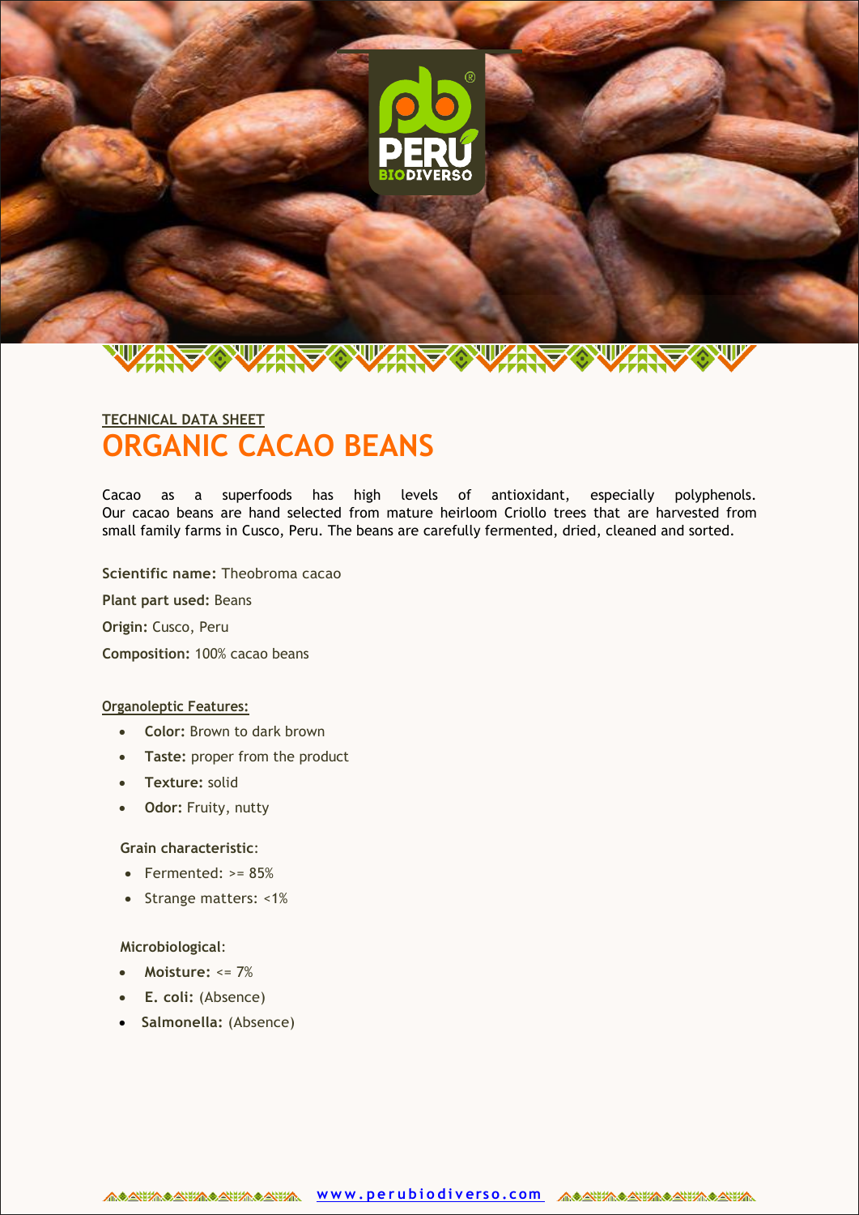TECHNICAL DATA SHEET

# ORGANIC CACAO BEANS

Cacao as a superfoods has high levels of antioxidant, especially polyphenols. Our cacao beans are hand selected from mature heirloom Criollo trees that are harvested from small family farms in Cusco, Peru. The beans are carefully fermented, dried, cleaned and sorted.

**Scientific name:** Theobroma cacao

**Plant part used:** Beans

**Origin:** Cusco, Peru

**Composition:** 100% cacao beans

**Organoleptic Features:**

- **Color:** Brown to dark brown
- **Taste:** proper from the product
- **Texture:** solid
- **Odor:** Fruity, nutty

**Grain characteristic**:

- Fermented: >= 85%
- Strange matters: <1%

**Microbiological**:

- **Moisture:** <= 7%
- **E. coli:** (Absence)
- **Salmonella:** (Absence)

www.perubiodiverso.com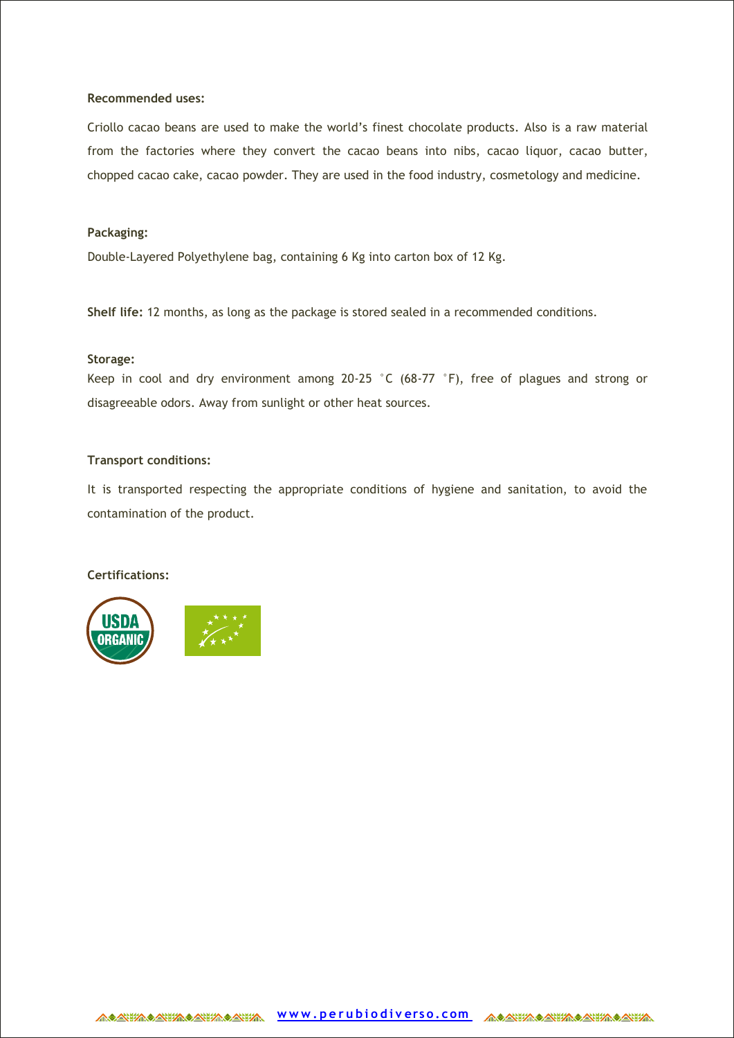**Recommended uses:**

Criollo cacao beans are used to make the world's finest chocolate products. Also is a raw material from the factories where they convert the cacao beans into nibs, cacao liquor, cacao butter, chopped cacao cake, cacao powder. They are used in the food industry, cosmetology and medicine.

**Packaging:**

Double-Layered Polyethylene bag, containing 6 Kg into carton box of 12 Kg.

**Shelf life:** 12 months, as long as the package is stored sealed in a recommended conditions.

**Storage:**

Keep in cool and dry environment among 20-25 °C (68-77 °F), free of plagues and strong or disagreeable odors. Away from sunlight or other heat sources.

**Transport conditions:**

It is transported respecting the appropriate conditions of hygiene and sanitation, to avoid the contamination of the product.

**Certifications:**

USDA ORGANIC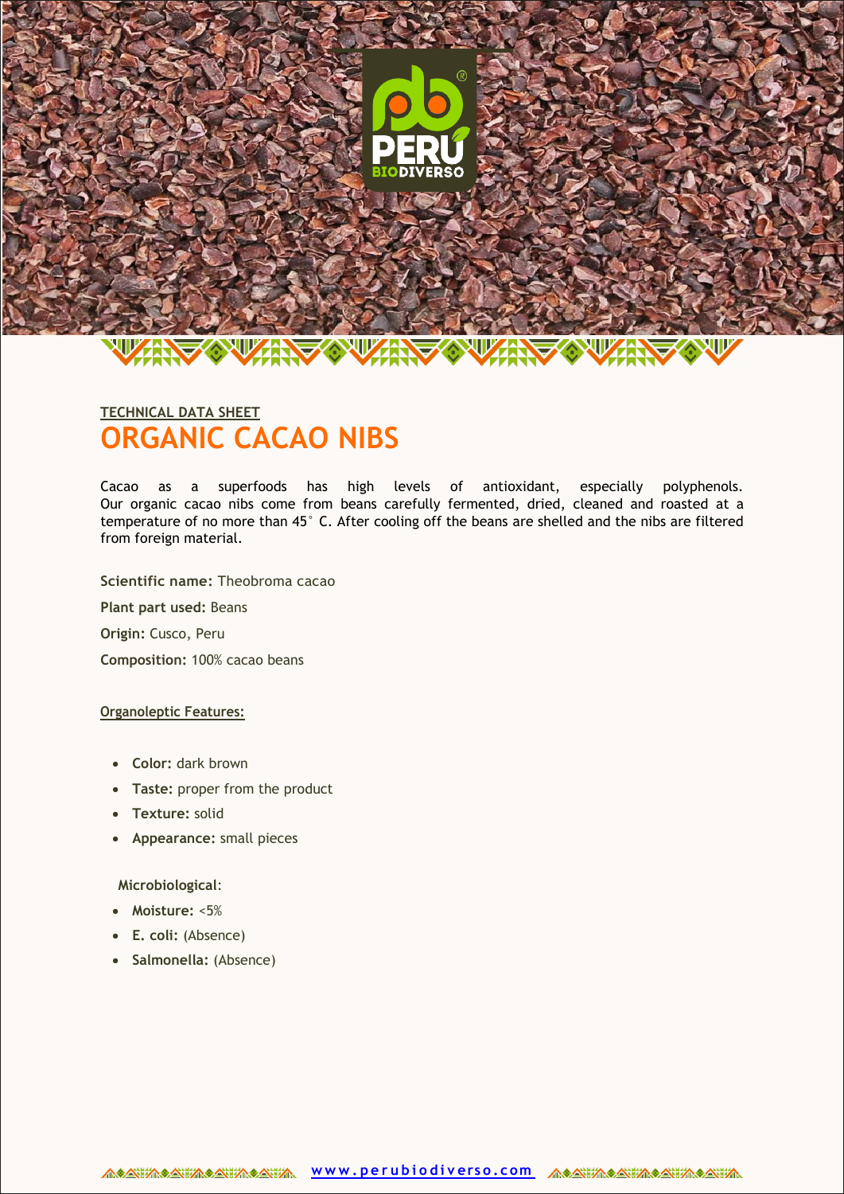TECHNICAL DATA SHEET

# ORGANIC CACAO NIBS

Cacao as a superfoods has high levels of antioxidant, especially polyphenols. Our organic cacao nibs come from beans carefully fermented, dried, cleaned and roasted at a temperature of no more than 45° C. After cooling off the beans are shelled and the nibs are filtered from foreign material.

**Scientific name:** Theobroma cacao

**Plant part used:** Beans

**Origin:** Cusco, Peru

**Composition:** 100% cacao beans

**Organoleptic Features:**

- **Color:** dark brown
- **Taste:** proper from the product
- **Texture:** solid
- **Appearance:** small pieces

**Microbiological**:

- **Moisture:** <5%
- **E. coli:** (Absence)
- **Salmonella:** (Absence)

www.perubiodiverso.com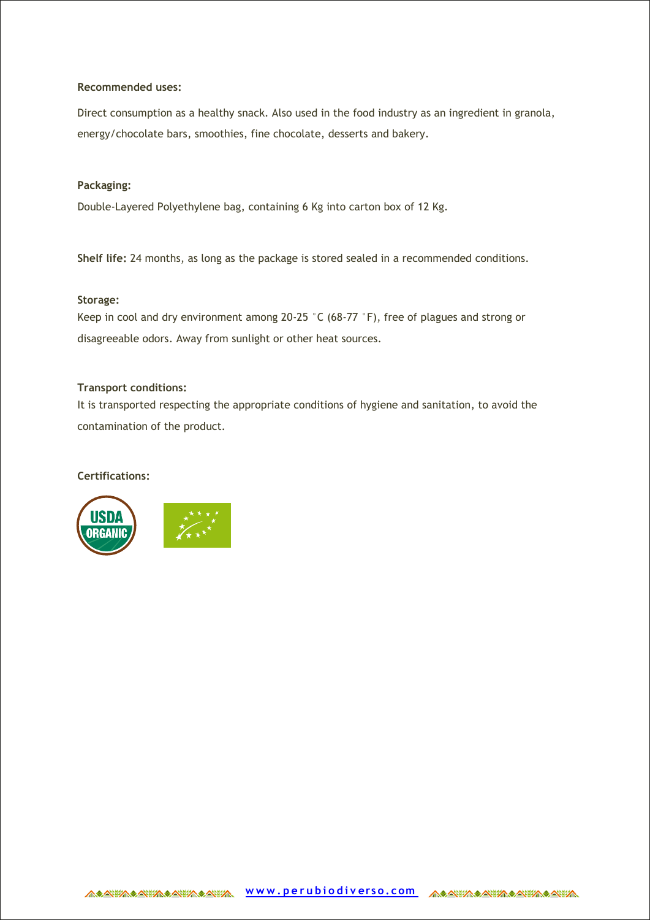**Recommended uses:**

Direct consumption as a healthy snack. Also used in the food industry as an ingredient in granola, energy/chocolate bars, smoothies, fine chocolate, desserts and bakery.

**Packaging:**

Double-Layered Polyethylene bag, containing 6 Kg into carton box of 12 Kg.

**Shelf life:** 24 months, as long as the package is stored sealed in a recommended conditions.

**Storage:**

Keep in cool and dry environment among 20-25 °C (68-77 °F), free of plagues and strong or disagreeable odors. Away from sunlight or other heat sources.

**Transport conditions:**

It is transported respecting the appropriate conditions of hygiene and sanitation, to avoid the contamination of the product.

**Certifications:**

USDA ORGANIC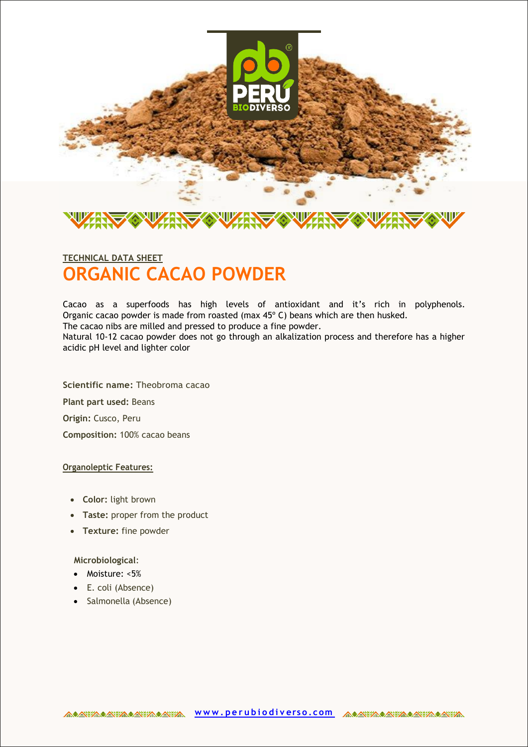**TECHNICAL DATA SHEET**

# ORGANIC CACAO POWDER

Cacao as a superfoods has high levels of antioxidant and it's rich in polyphenols. Organic cacao powder is made from roasted (max 45º C) beans which are then husked.
The cacao nibs are milled and pressed to produce a fine powder.
Natural 10-12 cacao powder does not go through an alkalization process and therefore has a higher acidic pH level and lighter color

**Scientific name:** Theobroma cacao

**Plant part used:** Beans

**Origin:** Cusco, Peru

**Composition:** 100% cacao beans

**Organoleptic Features:**

- **Color:** light brown
- **Taste:** proper from the product
- **Texture:** fine powder

**Microbiological**:

- Moisture: <5%
- E. coli (Absence)
- Salmonella (Absence)

www.perubiodiverso.com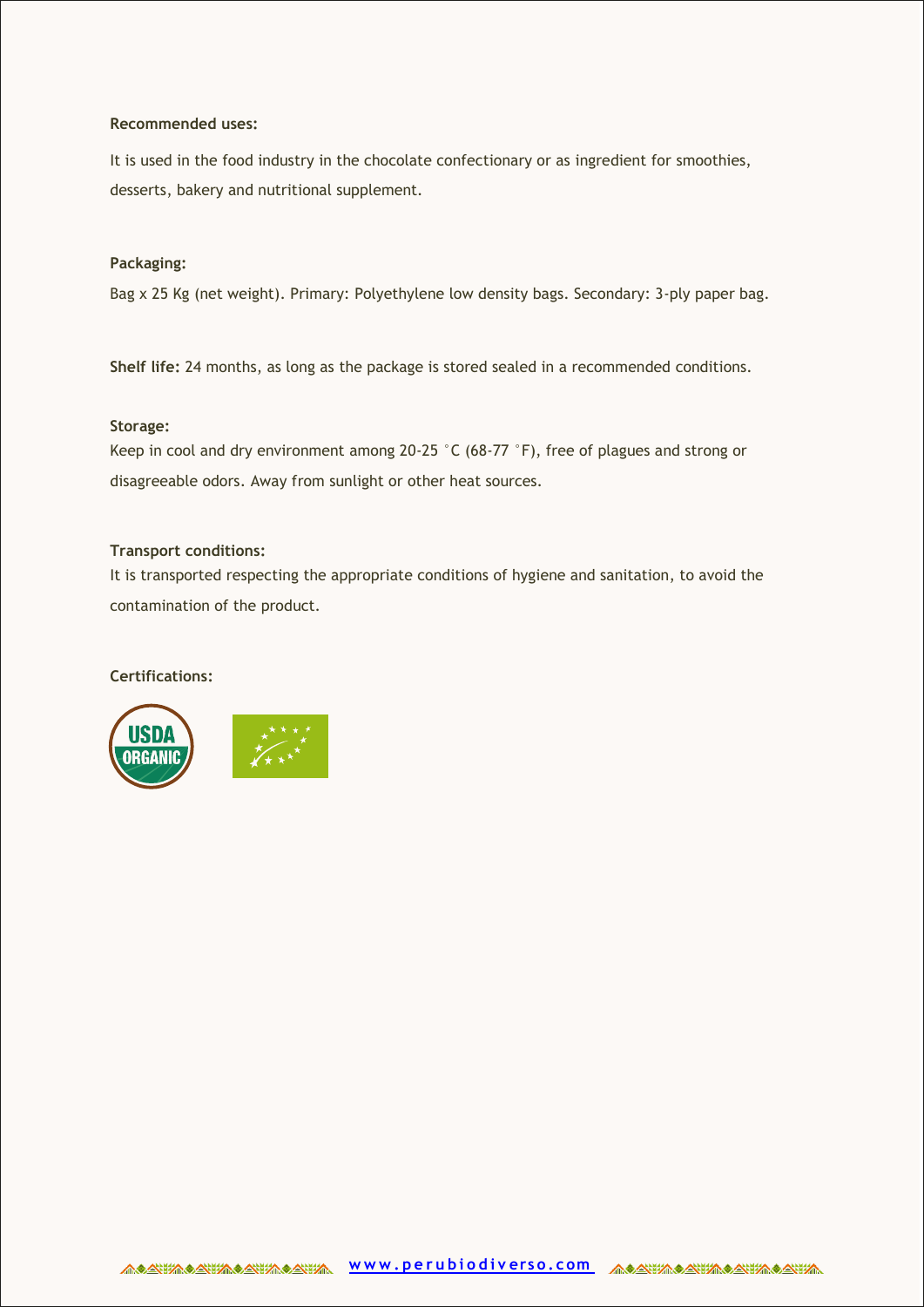**Recommended uses:**

It is used in the food industry in the chocolate confectionary or as ingredient for smoothies, desserts, bakery and nutritional supplement.

**Packaging:**

Bag x 25 Kg (net weight). Primary: Polyethylene low density bags. Secondary: 3-ply paper bag.

**Shelf life:** 24 months, as long as the package is stored sealed in a recommended conditions.

**Storage:**

Keep in cool and dry environment among 20-25 °C (68-77 °F), free of plagues and strong or disagreeable odors. Away from sunlight or other heat sources.

**Transport conditions:**

It is transported respecting the appropriate conditions of hygiene and sanitation, to avoid the contamination of the product.

**Certifications:**

USDA ORGANIC